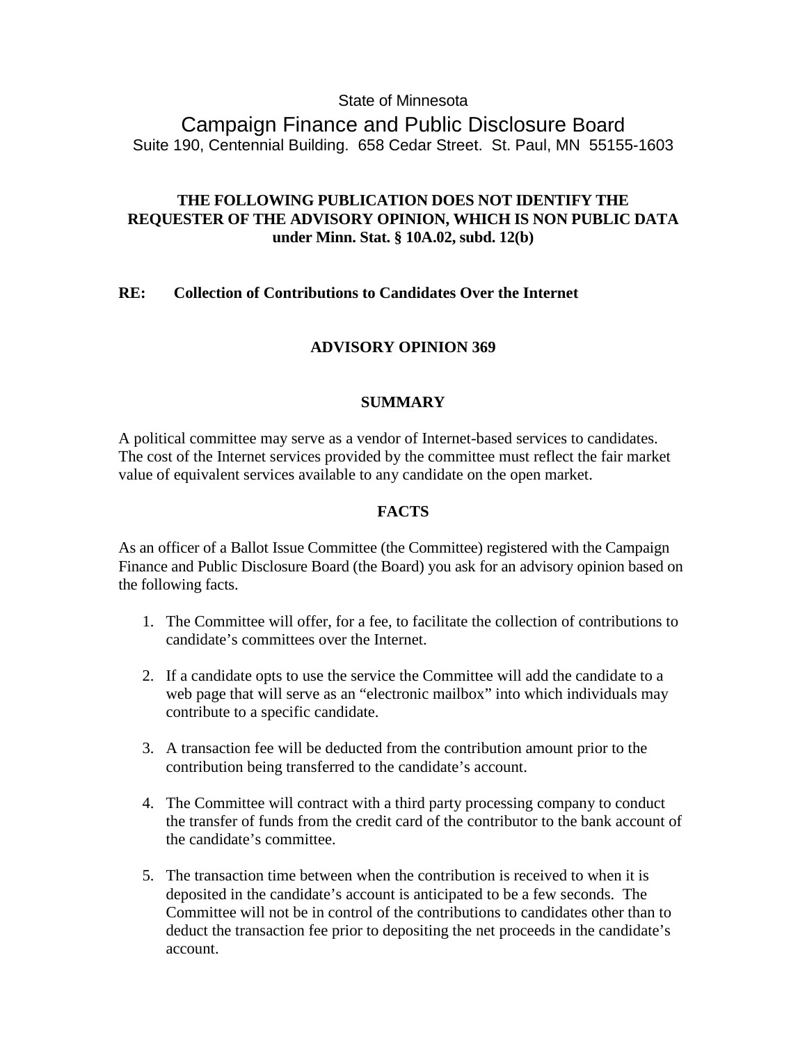State of Minnesota

# Campaign Finance and Public Disclosure Board

Suite 190, Centennial Building. 658 Cedar Street. St. Paul, MN 55155-1603

**THE FOLLOWING PUBLICATION DOES NOT IDENTIFY THE REQUESTER OF THE ADVISORY OPINION, WHICH IS NON PUBLIC DATA under Minn. Stat. § 10A.02, subd. 12(b)**

**RE: Collection of Contributions to Candidates Over the Internet**

## ADVISORY OPINION 369

### SUMMARY

A political committee may serve as a vendor of Internet-based services to candidates. The cost of the Internet services provided by the committee must reflect the fair market value of equivalent services available to any candidate on the open market.

### FACTS

As an officer of a Ballot Issue Committee (the Committee) registered with the Campaign Finance and Public Disclosure Board (the Board) you ask for an advisory opinion based on the following facts.

1. The Committee will offer, for a fee, to facilitate the collection of contributions to candidate's committees over the Internet.
2. If a candidate opts to use the service the Committee will add the candidate to a web page that will serve as an "electronic mailbox" into which individuals may contribute to a specific candidate.
3. A transaction fee will be deducted from the contribution amount prior to the contribution being transferred to the candidate's account.
4. The Committee will contract with a third party processing company to conduct the transfer of funds from the credit card of the contributor to the bank account of the candidate's committee.
5. The transaction time between when the contribution is received to when it is deposited in the candidate's account is anticipated to be a few seconds. The Committee will not be in control of the contributions to candidates other than to deduct the transaction fee prior to depositing the net proceeds in the candidate's account.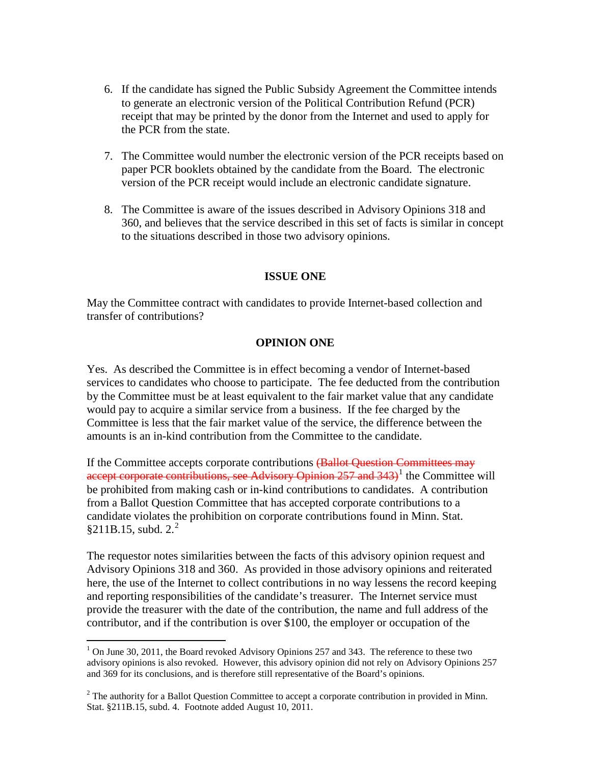6. If the candidate has signed the Public Subsidy Agreement the Committee intends to generate an electronic version of the Political Contribution Refund (PCR) receipt that may be printed by the donor from the Internet and used to apply for the PCR from the state.

7. The Committee would number the electronic version of the PCR receipts based on paper PCR booklets obtained by the candidate from the Board. The electronic version of the PCR receipt would include an electronic candidate signature.

8. The Committee is aware of the issues described in Advisory Opinions 318 and 360, and believes that the service described in this set of facts is similar in concept to the situations described in those two advisory opinions.

**ISSUE ONE**

May the Committee contract with candidates to provide Internet-based collection and transfer of contributions?

**OPINION ONE**

Yes. As described the Committee is in effect becoming a vendor of Internet-based services to candidates who choose to participate. The fee deducted from the contribution by the Committee must be at least equivalent to the fair market value that any candidate would pay to acquire a similar service from a business. If the fee charged by the Committee is less that the fair market value of the service, the difference between the amounts is an in-kind contribution from the Committee to the candidate.

If the Committee accepts corporate contributions ~~(Ballot Question Committees may accept corporate contributions, see Advisory Opinion 257 and 343)~~[1] the Committee will be prohibited from making cash or in-kind contributions to candidates. A contribution from a Ballot Question Committee that has accepted corporate contributions to a candidate violates the prohibition on corporate contributions found in Minn. Stat. §211B.15, subd. 2.[2]

The requestor notes similarities between the facts of this advisory opinion request and Advisory Opinions 318 and 360. As provided in those advisory opinions and reiterated here, the use of the Internet to collect contributions in no way lessens the record keeping and reporting responsibilities of the candidate's treasurer. The Internet service must provide the treasurer with the date of the contribution, the name and full address of the contributor, and if the contribution is over $100, the employer or occupation of the

---

[1] On June 30, 2011, the Board revoked Advisory Opinions 257 and 343. The reference to these two advisory opinions is also revoked. However, this advisory opinion did not rely on Advisory Opinions 257 and 369 for its conclusions, and is therefore still representative of the Board's opinions.

[2] The authority for a Ballot Question Committee to accept a corporate contribution in provided in Minn. Stat. §211B.15, subd. 4. Footnote added August 10, 2011.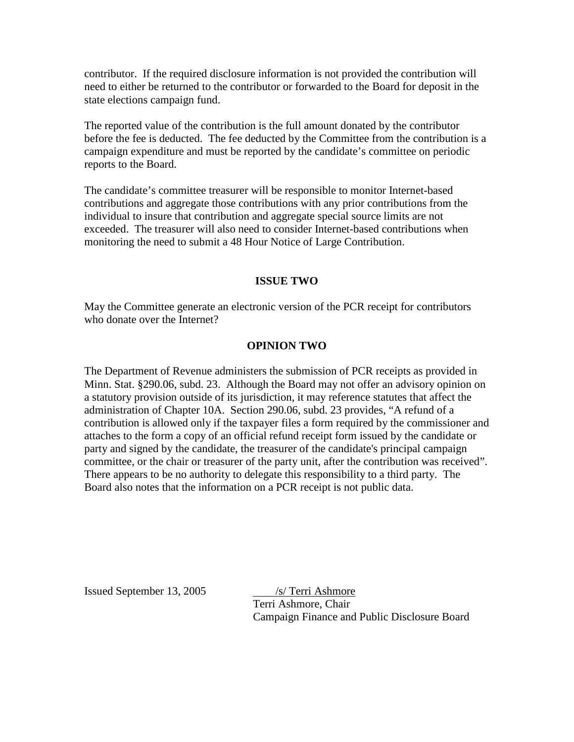contributor. If the required disclosure information is not provided the contribution will need to either be returned to the contributor or forwarded to the Board for deposit in the state elections campaign fund.

The reported value of the contribution is the full amount donated by the contributor before the fee is deducted. The fee deducted by the Committee from the contribution is a campaign expenditure and must be reported by the candidate's committee on periodic reports to the Board.

The candidate's committee treasurer will be responsible to monitor Internet-based contributions and aggregate those contributions with any prior contributions from the individual to insure that contribution and aggregate special source limits are not exceeded. The treasurer will also need to consider Internet-based contributions when monitoring the need to submit a 48 Hour Notice of Large Contribution.

## ISSUE TWO

May the Committee generate an electronic version of the PCR receipt for contributors who donate over the Internet?

## OPINION TWO

The Department of Revenue administers the submission of PCR receipts as provided in Minn. Stat. §290.06, subd. 23. Although the Board may not offer an advisory opinion on a statutory provision outside of its jurisdiction, it may reference statutes that affect the administration of Chapter 10A. Section 290.06, subd. 23 provides, "A refund of a contribution is allowed only if the taxpayer files a form required by the commissioner and attaches to the form a copy of an official refund receipt form issued by the candidate or party and signed by the candidate, the treasurer of the candidate's principal campaign committee, or the chair or treasurer of the party unit, after the contribution was received". There appears to be no authority to delegate this responsibility to a third party. The Board also notes that the information on a PCR receipt is not public data.

Issued September 13, 2005

/s/ Terri Ashmore
Terri Ashmore, Chair
Campaign Finance and Public Disclosure Board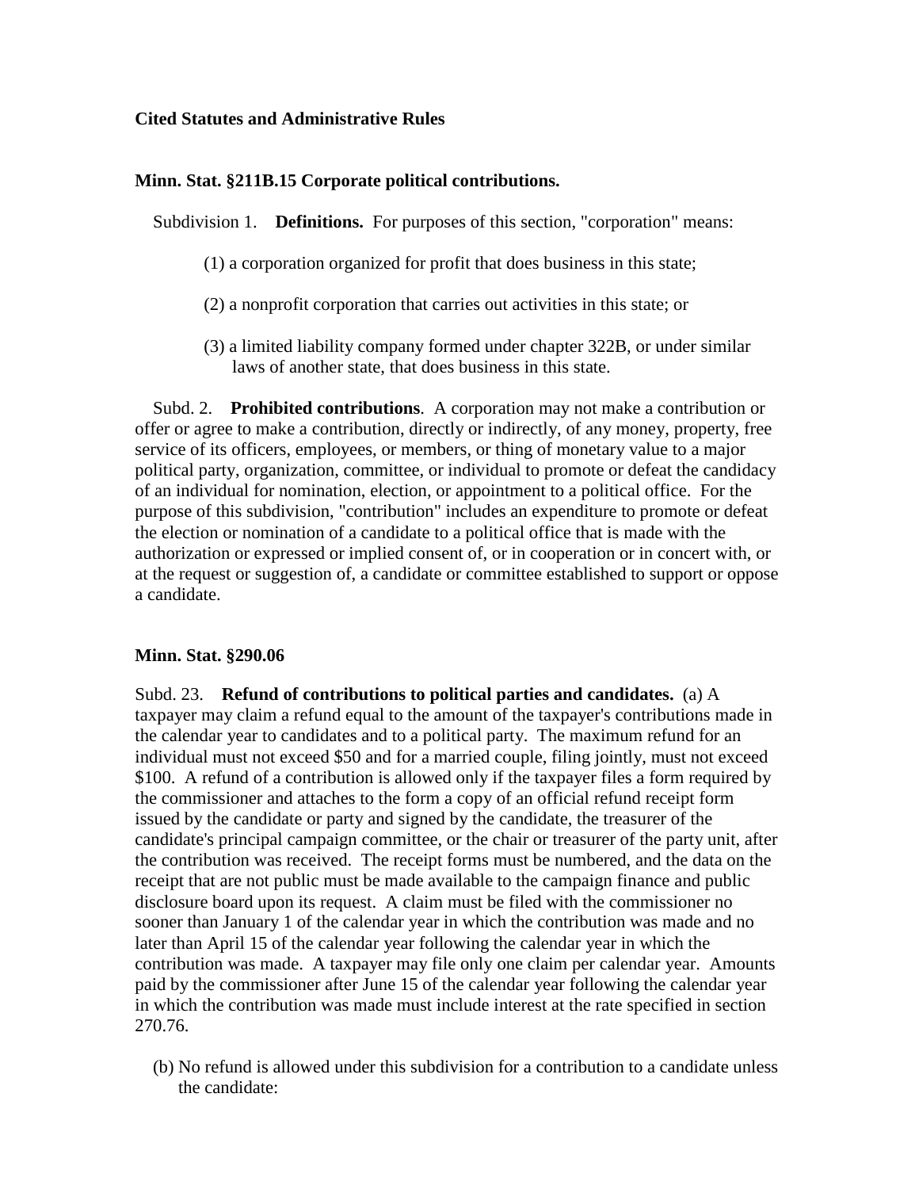**Cited Statutes and Administrative Rules**

**Minn. Stat. §211B.15 Corporate political contributions.**

Subdivision 1. **Definitions.** For purposes of this section, "corporation" means:

(1) a corporation organized for profit that does business in this state;

(2) a nonprofit corporation that carries out activities in this state; or

(3) a limited liability company formed under chapter 322B, or under similar laws of another state, that does business in this state.

Subd. 2. **Prohibited contributions**. A corporation may not make a contribution or offer or agree to make a contribution, directly or indirectly, of any money, property, free service of its officers, employees, or members, or thing of monetary value to a major political party, organization, committee, or individual to promote or defeat the candidacy of an individual for nomination, election, or appointment to a political office. For the purpose of this subdivision, "contribution" includes an expenditure to promote or defeat the election or nomination of a candidate to a political office that is made with the authorization or expressed or implied consent of, or in cooperation or in concert with, or at the request or suggestion of, a candidate or committee established to support or oppose a candidate.

**Minn. Stat. §290.06**

Subd. 23. **Refund of contributions to political parties and candidates.** (a) A taxpayer may claim a refund equal to the amount of the taxpayer's contributions made in the calendar year to candidates and to a political party. The maximum refund for an individual must not exceed $50 and for a married couple, filing jointly, must not exceed $100. A refund of a contribution is allowed only if the taxpayer files a form required by the commissioner and attaches to the form a copy of an official refund receipt form issued by the candidate or party and signed by the candidate, the treasurer of the candidate's principal campaign committee, or the chair or treasurer of the party unit, after the contribution was received. The receipt forms must be numbered, and the data on the receipt that are not public must be made available to the campaign finance and public disclosure board upon its request. A claim must be filed with the commissioner no sooner than January 1 of the calendar year in which the contribution was made and no later than April 15 of the calendar year following the calendar year in which the contribution was made. A taxpayer may file only one claim per calendar year. Amounts paid by the commissioner after June 15 of the calendar year following the calendar year in which the contribution was made must include interest at the rate specified in section 270.76.

(b) No refund is allowed under this subdivision for a contribution to a candidate unless the candidate: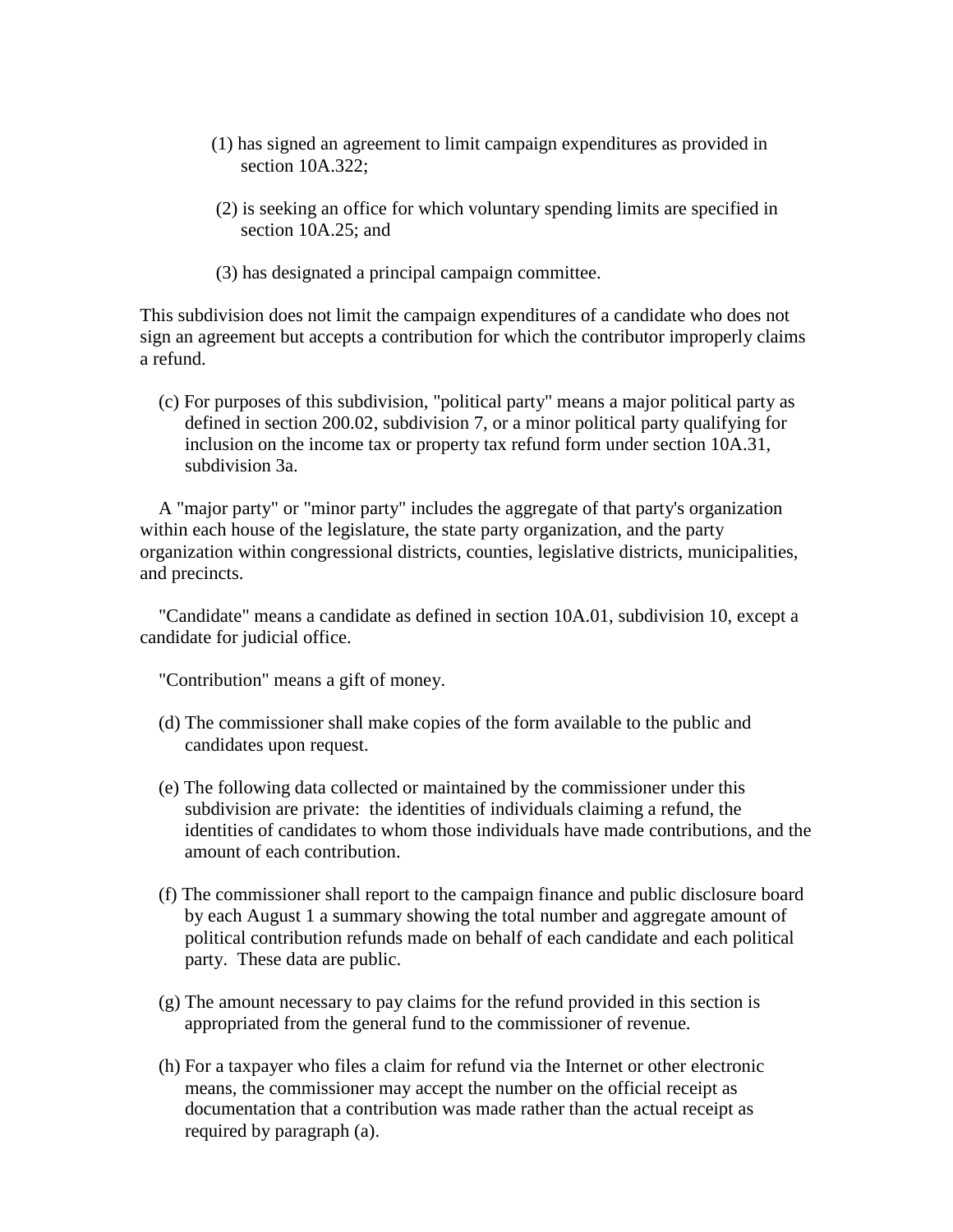(1) has signed an agreement to limit campaign expenditures as provided in section 10A.322;

(2) is seeking an office for which voluntary spending limits are specified in section 10A.25; and

(3) has designated a principal campaign committee.

This subdivision does not limit the campaign expenditures of a candidate who does not sign an agreement but accepts a contribution for which the contributor improperly claims a refund.

(c) For purposes of this subdivision, "political party" means a major political party as defined in section 200.02, subdivision 7, or a minor political party qualifying for inclusion on the income tax or property tax refund form under section 10A.31, subdivision 3a.

A "major party" or "minor party" includes the aggregate of that party's organization within each house of the legislature, the state party organization, and the party organization within congressional districts, counties, legislative districts, municipalities, and precincts.

"Candidate" means a candidate as defined in section 10A.01, subdivision 10, except a candidate for judicial office.

"Contribution" means a gift of money.

(d) The commissioner shall make copies of the form available to the public and candidates upon request.

(e) The following data collected or maintained by the commissioner under this subdivision are private: the identities of individuals claiming a refund, the identities of candidates to whom those individuals have made contributions, and the amount of each contribution.

(f) The commissioner shall report to the campaign finance and public disclosure board by each August 1 a summary showing the total number and aggregate amount of political contribution refunds made on behalf of each candidate and each political party. These data are public.

(g) The amount necessary to pay claims for the refund provided in this section is appropriated from the general fund to the commissioner of revenue.

(h) For a taxpayer who files a claim for refund via the Internet or other electronic means, the commissioner may accept the number on the official receipt as documentation that a contribution was made rather than the actual receipt as required by paragraph (a).